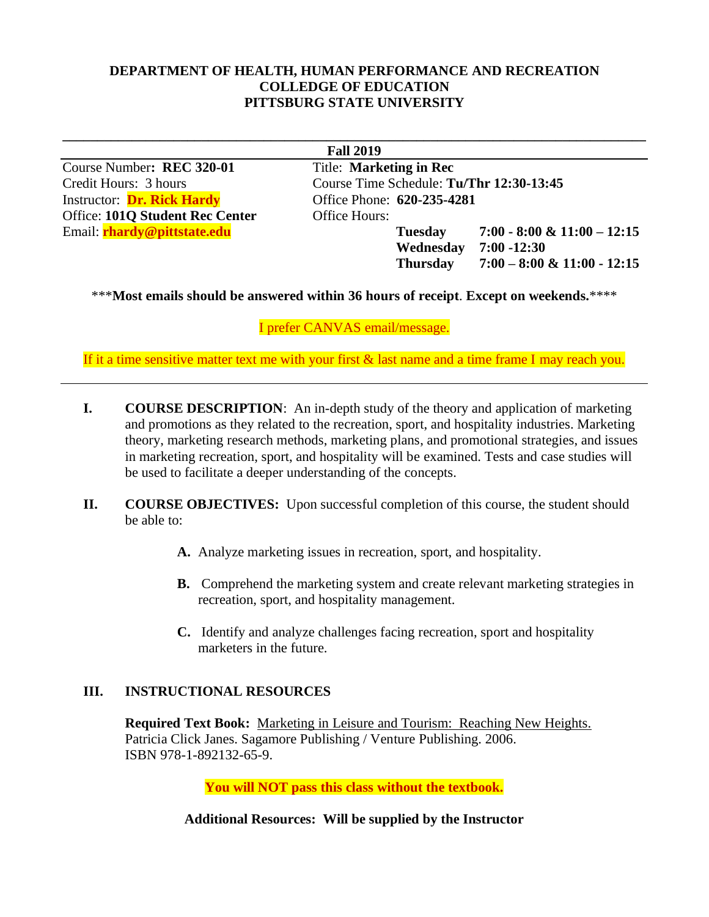**DEPARTMENT OF HEALTH, HUMAN PERFORMANCE AND RECREATION**
**COLLEGE OF EDUCATION**
**PITTSBURG STATE UNIVERSITY**

---

**Fall 2019**

| | |
|---|---|
| Course Number: **REC 320-01** | Title: **Marketing in Rec** |
| Credit Hours: 3 hours | Course Time Schedule: **Tu/Thr 12:30-13:45** |
| Instructor: **Dr. Rick Hardy** | Office Phone: **620-235-4281** |
| Office: **101Q Student Rec Center** | Office Hours: |
| Email: **rhardy@pittstate.edu** | **Tuesday** **7:00 - 8:00 & 11:00 – 12:15** |
| | **Wednesday** **7:00 -12:30** |
| | **Thursday** **7:00 – 8:00 & 11:00 - 12:15** |

\*\*\***Most emails should be answered within 36 hours of receipt**. **Except on weekends.**\*\*\*\*

I prefer CANVAS email/message.

If it a time sensitive matter text me with your first & last name and a time frame I may reach you.

---

**I. COURSE DESCRIPTION**: An in-depth study of the theory and application of marketing and promotions as they related to the recreation, sport, and hospitality industries. Marketing theory, marketing research methods, marketing plans, and promotional strategies, and issues in marketing recreation, sport, and hospitality will be examined. Tests and case studies will be used to facilitate a deeper understanding of the concepts.

**II. COURSE OBJECTIVES:** Upon successful completion of this course, the student should be able to:

**A.** Analyze marketing issues in recreation, sport, and hospitality.

**B.** Comprehend the marketing system and create relevant marketing strategies in recreation, sport, and hospitality management.

**C.** Identify and analyze challenges facing recreation, sport and hospitality marketers in the future.

**III. INSTRUCTIONAL RESOURCES**

**Required Text Book:** Marketing in Leisure and Tourism: Reaching New Heights. Patricia Click Janes. Sagamore Publishing / Venture Publishing. 2006. ISBN 978-1-892132-65-9.

**You will NOT pass this class without the textbook.**

**Additional Resources: Will be supplied by the Instructor**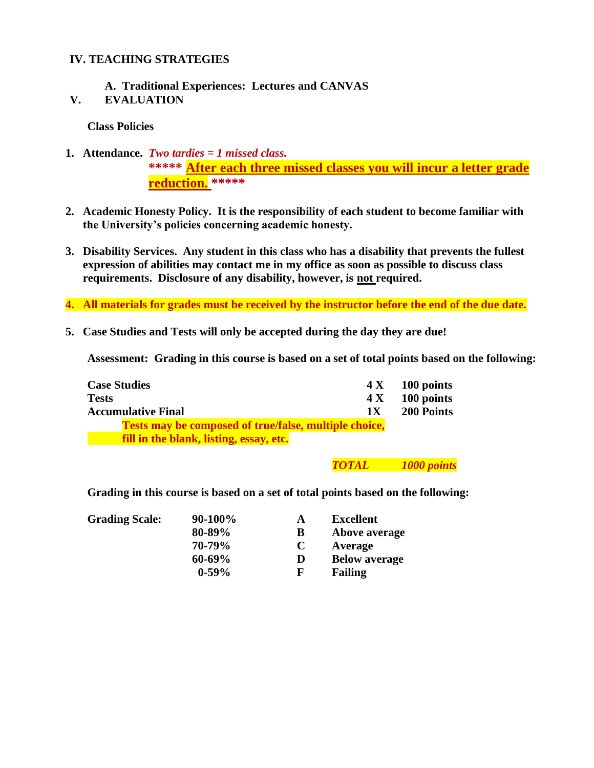## IV. TEACHING STRATEGIES

**A. Traditional Experiences: Lectures and CANVAS**

## V. EVALUATION

**Class Policies**

1. **Attendance.** ***Two tardies = 1 missed class.***
   ***** **After each three missed classes you will incur a letter grade reduction.** *****

2. **Academic Honesty Policy. It is the responsibility of each student to become familiar with the University's policies concerning academic honesty.**

3. **Disability Services. Any student in this class who has a disability that prevents the fullest expression of abilities may contact me in my office as soon as possible to discuss class requirements. Disclosure of any disability, however, is not required.**

4. **All materials for grades must be received by the instructor before the end of the due date.**

5. **Case Studies and Tests will only be accepted during the day they are due!**

**Assessment: Grading in this course is based on a set of total points based on the following:**

| | | |
|---|---|---|
| **Case Studies** | **4 X** | **100 points** |
| **Tests** | **4 X** | **100 points** |
| **Accumulative Final** | **1X** | **200 Points** |

**Tests may be composed of true/false, multiple choice, fill in the blank, listing, essay, etc.**

***TOTAL 1000 points***

**Grading in this course is based on a set of total points based on the following:**

| Grading Scale: | | | |
|---|---|---|---|
| | 90-100% | A | Excellent |
| | 80-89% | B | Above average |
| | 70-79% | C | Average |
| | 60-69% | D | Below average |
| | 0-59% | F | Failing |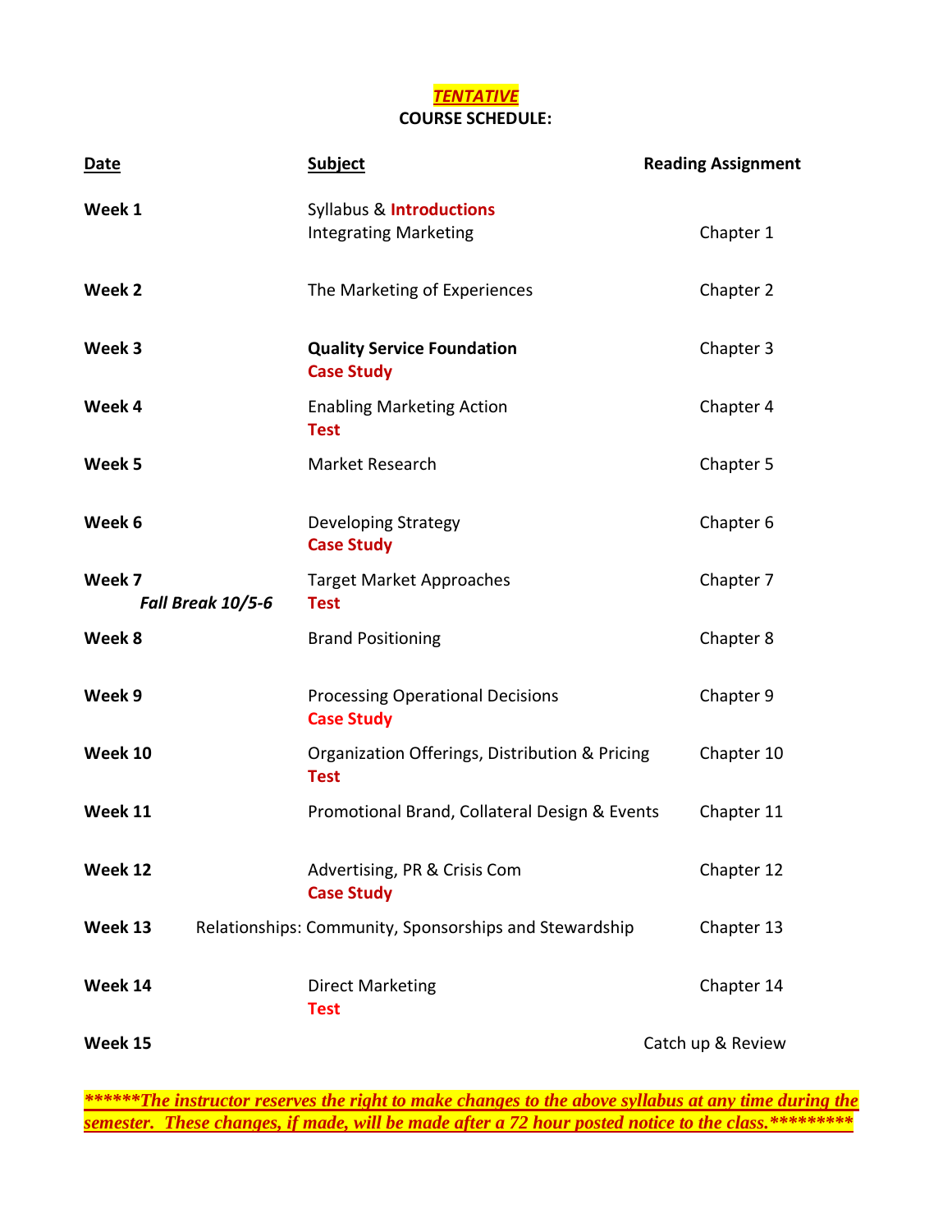***TENTATIVE***

**COURSE SCHEDULE:**

| Date | Subject | Reading Assignment |
|---|---|---|
| **Week 1** | Syllabus & **Introductions**<br>Integrating Marketing | Chapter 1 |
| **Week 2** | The Marketing of Experiences | Chapter 2 |
| **Week 3** | **Quality Service Foundation**<br>**Case Study** | Chapter 3 |
| **Week 4** | Enabling Marketing Action<br>**Test** | Chapter 4 |
| **Week 5** | Market Research | Chapter 5 |
| **Week 6** | Developing Strategy<br>**Case Study** | Chapter 6 |
| **Week 7**<br>***Fall Break 10/5-6*** | Target Market Approaches<br>**Test** | Chapter 7 |
| **Week 8** | Brand Positioning | Chapter 8 |
| **Week 9** | Processing Operational Decisions<br>**Case Study** | Chapter 9 |
| **Week 10** | Organization Offerings, Distribution & Pricing<br>**Test** | Chapter 10 |
| **Week 11** | Promotional Brand, Collateral Design & Events | Chapter 11 |
| **Week 12** | Advertising, PR & Crisis Com<br>**Case Study** | Chapter 12 |
| **Week 13** | Relationships: Community, Sponsorships and Stewardship | Chapter 13 |
| **Week 14** | Direct Marketing<br>**Test** | Chapter 14 |
| **Week 15** | | Catch up & Review |

***\*\*\*\*\*\*The instructor reserves the right to make changes to the above syllabus at any time during the semester. These changes, if made, will be made after a 72 hour posted notice to the class.\*\*\*\*\*\*\*\*\****